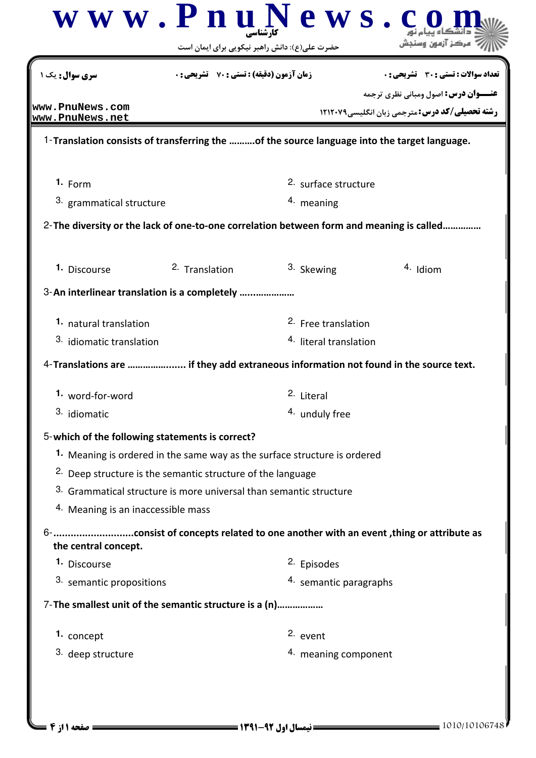کارشناسی

حضرت علی(ع): دانش راهبر نیکویی برای ایمان است

**سری سوال:** یک ۱ | **زمان آزمون (دقیقه) : تستی :** ۷۰ **تشریحی :** ۰ | **تعداد سوالات : تستی :** ۳۰ **تشریحی :** ۰

**عنـــوان درس:** اصول ومبانی نظری ترجمه

**رشته تحصیلی/کد درس:** مترجمی زبان انگلیسی۱۲۱۲۰۷۹

1-**Translation consists of transferring the ……….of the source language into the target language.**

1. Form
2. surface structure
3. grammatical structure
4. meaning

2-**The diversity or the lack of one-to-one correlation between form and meaning is called……………**

1. Discourse
2. Translation
3. Skewing
4. Idiom

3-**An interlinear translation is a completely ………………..**

1. natural translation
2. Free translation
3. idiomatic translation
4. literal translation

4-**Translations are …………………. if they add extraneous information not found in the source text.**

1. word-for-word
2. Literal
3. idiomatic
4. unduly free

5-**which of the following statements is correct?**

1. Meaning is ordered in the same way as the surface structure is ordered
2. Deep structure is the semantic structure of the language
3. Grammatical structure is more universal than semantic structure
4. Meaning is an inaccessible mass

6-**……………………….consist of concepts related to one another with an event ,thing or attribute as the central concept.**

1. Discourse
2. Episodes
3. semantic propositions
4. semantic paragraphs

7-**The smallest unit of the semantic structure is a (n)………………**

1. concept
2. event
3. deep structure
4. meaning component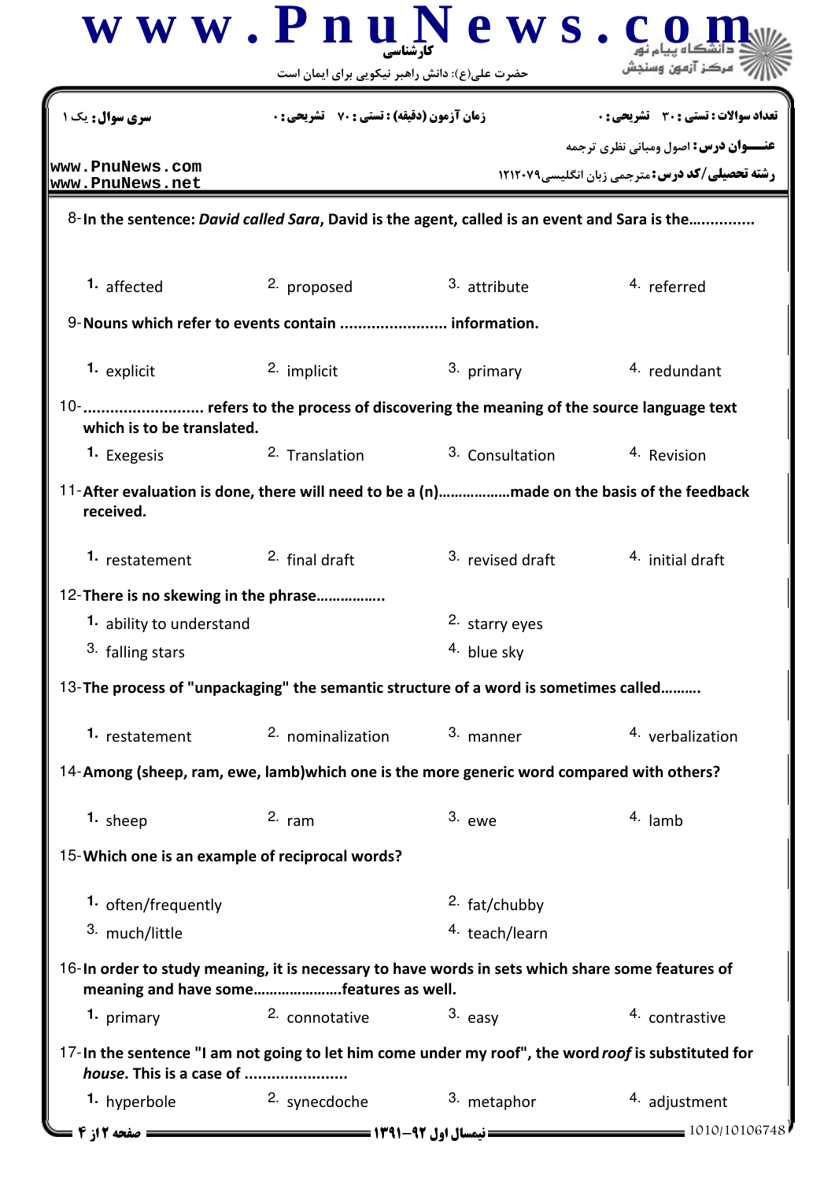8-**In the sentence: *David called Sara*, David is the agent, called is an event and Sara is the...............**

1. affected
2. proposed
3. attribute
4. referred

9-**Nouns which refer to events contain ........................ information.**

1. explicit
2. implicit
3. primary
4. redundant

10-**........................... refers to the process of discovering the meaning of the source language text which is to be translated.**

1. Exegesis
2. Translation
3. Consultation
4. Revision

11-**After evaluation is done, there will need to be a (n)………………made on the basis of the feedback received.**

1. restatement
2. final draft
3. revised draft
4. initial draft

12-**There is no skewing in the phrase……………..**

1. ability to understand
2. starry eyes
3. falling stars
4. blue sky

13-**The process of "unpackaging" the semantic structure of a word is sometimes called……….**

1. restatement
2. nominalization
3. manner
4. verbalization

14-**Among (sheep, ram, ewe, lamb)which one is the more generic word compared with others?**

1. sheep
2. ram
3. ewe
4. lamb

15-**Which one is an example of reciprocal words?**

1. often/frequently
2. fat/chubby
3. much/little
4. teach/learn

16-**In order to study meaning, it is necessary to have words in sets which share some features of meaning and have some…………………features as well.**

1. primary
2. connotative
3. easy
4. contrastive

17-**In the sentence "I am not going to let him come under my roof", the word *roof* is substituted for *house*. This is a case of .......................**

1. hyperbole
2. synecdoche
3. metaphor
4. adjustment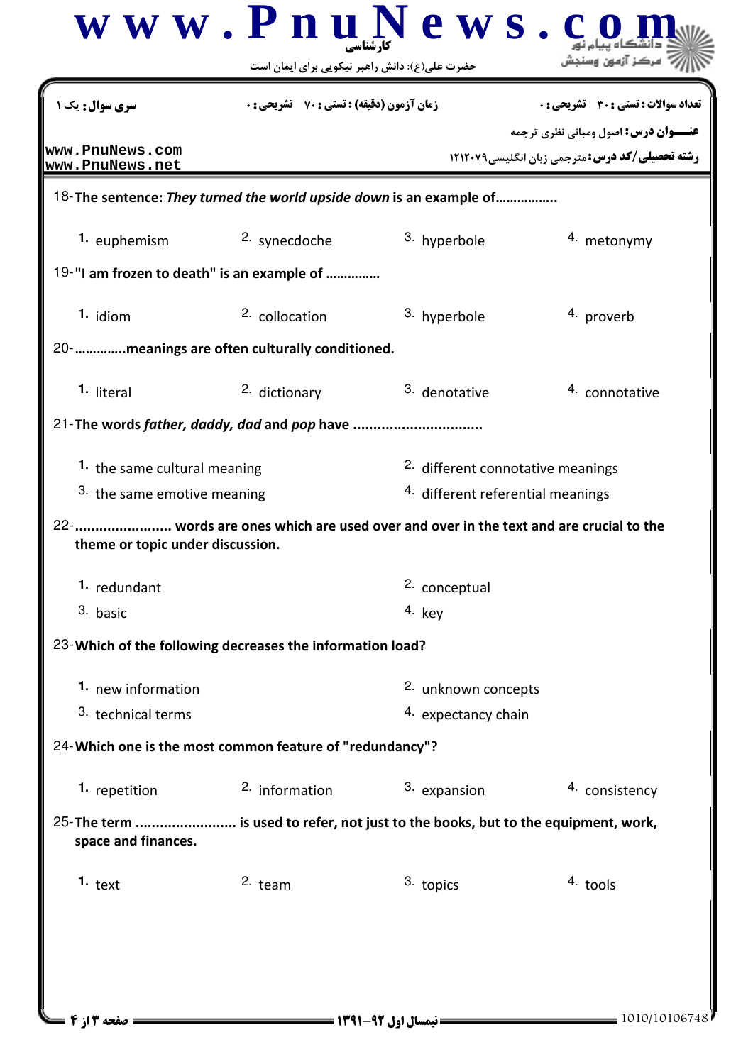18-**The sentence: *They turned the world upside down* is an example of................**

1. euphemism
2. synecdoche
3. hyperbole
4. metonymy

19-**"I am frozen to death" is an example of ..............**

1. idiom
2. collocation
3. hyperbole
4. proverb

20-**.............meanings are often culturally conditioned.**

1. literal
2. dictionary
3. denotative
4. connotative

21-**The words *father, daddy, dad* and *pop* have ...............................**

1. the same cultural meaning
2. different connotative meanings
3. the same emotive meaning
4. different referential meanings

22-**....................... words are ones which are used over and over in the text and are crucial to the theme or topic under discussion.**

1. redundant
2. conceptual
3. basic
4. key

23-**Which of the following decreases the information load?**

1. new information
2. unknown concepts
3. technical terms
4. expectancy chain

24-**Which one is the most common feature of "redundancy"?**

1. repetition
2. information
3. expansion
4. consistency

25-**The term ........................ is used to refer, not just to the books, but to the equipment, work, space and finances.**

1. text
2. team
3. topics
4. tools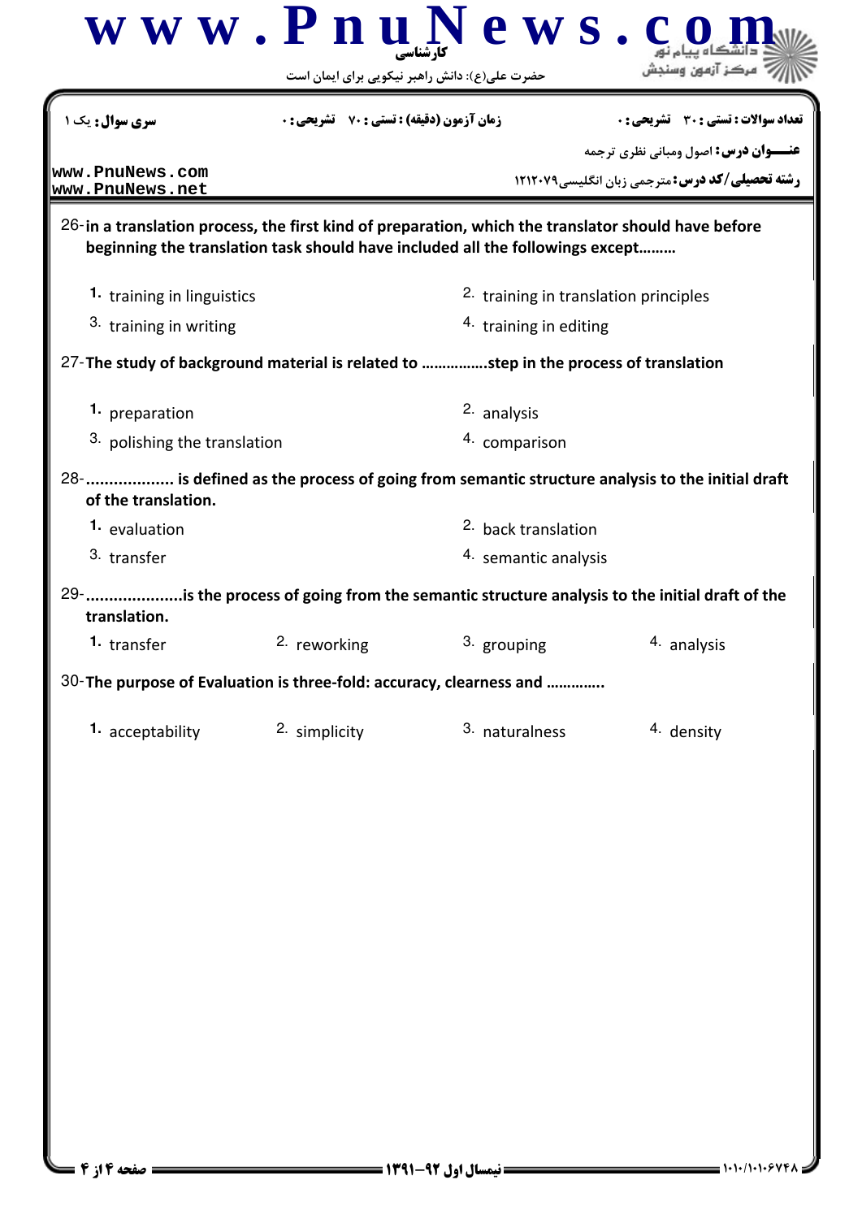26-**in a translation process, the first kind of preparation, which the translator should have before beginning the translation task should have included all the followings except.........**

1. training in linguistics
2. training in translation principles
3. training in writing
4. training in editing

27-**The study of background material is related to ................step in the process of translation**

1. preparation
2. analysis
3. polishing the translation
4. comparison

28-**.................. is defined as the process of going from semantic structure analysis to the initial draft of the translation.**

1. evaluation
2. back translation
3. transfer
4. semantic analysis

29-**....................is the process of going from the semantic structure analysis to the initial draft of the translation.**

1. transfer
2. reworking
3. grouping
4. analysis

30-**The purpose of Evaluation is three-fold: accuracy, clearness and .............**

1. acceptability
2. simplicity
3. naturalness
4. density